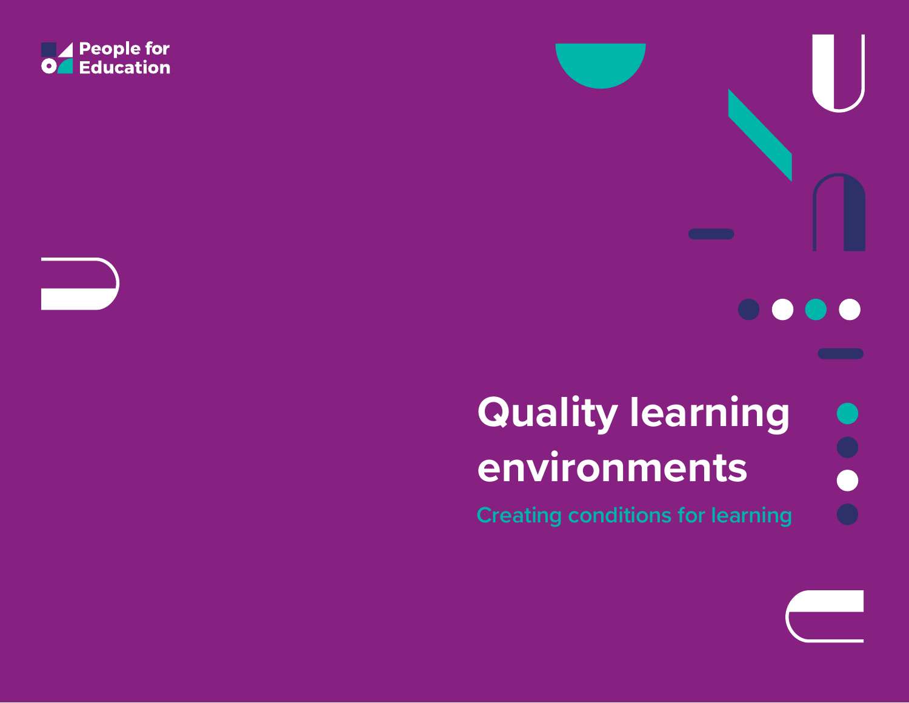People for Education

# Quality learning environments

## Creating conditions for learning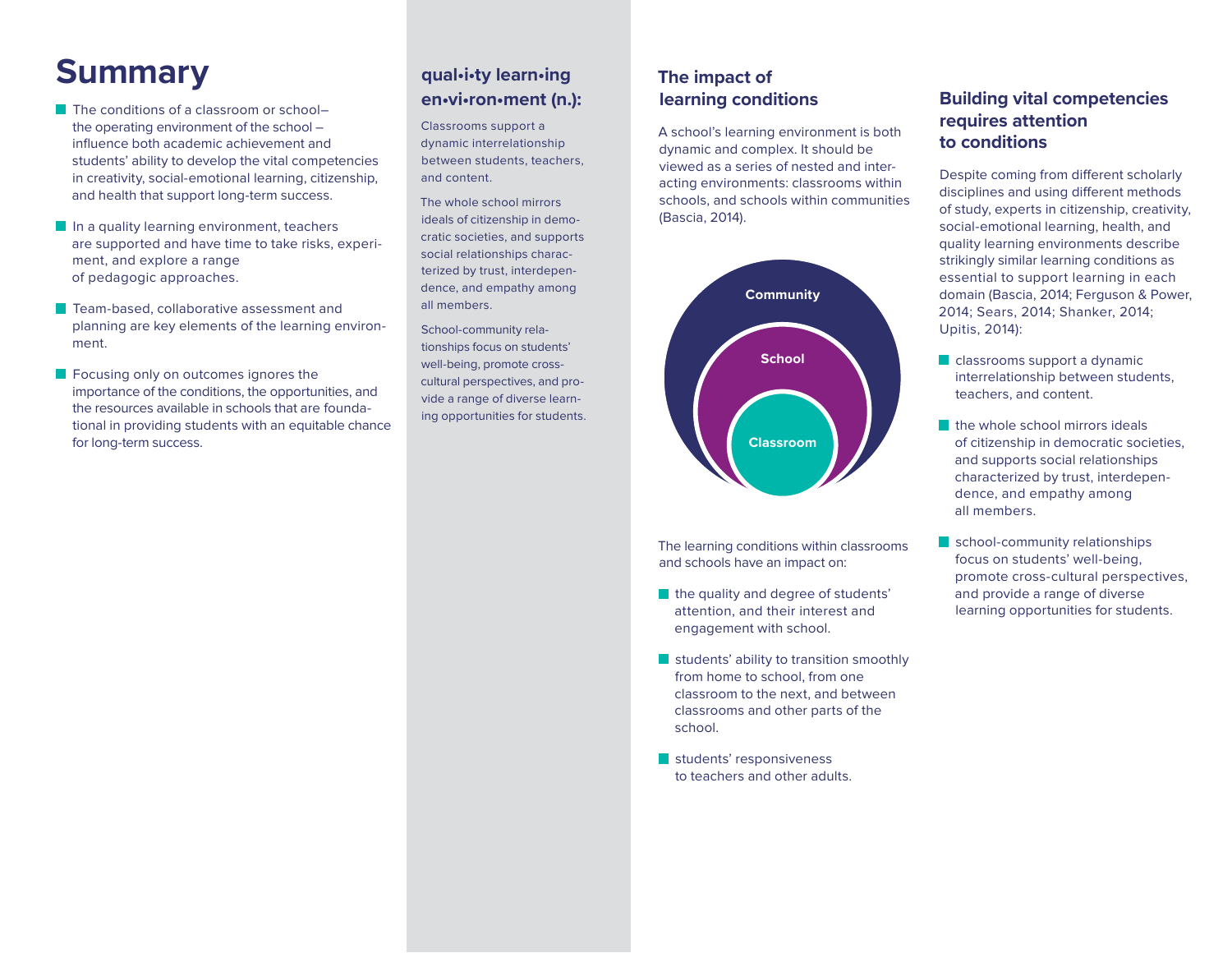# Summary

- The conditions of a classroom or school– the operating environment of the school – influence both academic achievement and students' ability to develop the vital competencies in creativity, social-emotional learning, citizenship, and health that support long-term success.
- In a quality learning environment, teachers are supported and have time to take risks, experiment, and explore a range of pedagogic approaches.
- Team-based, collaborative assessment and planning are key elements of the learning environment.
- Focusing only on outcomes ignores the importance of the conditions, the opportunities, and the resources available in schools that are foundational in providing students with an equitable chance for long-term success.

### qual•i•ty learn•ing en•vi•ron•ment (n.):

Classrooms support a dynamic interrelationship between students, teachers, and content.

The whole school mirrors ideals of citizenship in democratic societies, and supports social relationships characterized by trust, interdependence, and empathy among all members.

School-community relationships focus on students' well-being, promote cross-cultural perspectives, and provide a range of diverse learning opportunities for students.

## The impact of learning conditions

A school's learning environment is both dynamic and complex. It should be viewed as a series of nested and interacting environments: classrooms within schools, and schools within communities (Bascia, 2014).

Community

School

Classroom

The learning conditions within classrooms and schools have an impact on:

- the quality and degree of students' attention, and their interest and engagement with school.
- students' ability to transition smoothly from home to school, from one classroom to the next, and between classrooms and other parts of the school.
- students' responsiveness to teachers and other adults.

## Building vital competencies requires attention to conditions

Despite coming from different scholarly disciplines and using different methods of study, experts in citizenship, creativity, social-emotional learning, health, and quality learning environments describe strikingly similar learning conditions as essential to support learning in each domain (Bascia, 2014; Ferguson & Power, 2014; Sears, 2014; Shanker, 2014; Upitis, 2014):

- classrooms support a dynamic interrelationship between students, teachers, and content.
- the whole school mirrors ideals of citizenship in democratic societies, and supports social relationships characterized by trust, interdependence, and empathy among all members.
- school-community relationships focus on students' well-being, promote cross-cultural perspectives, and provide a range of diverse learning opportunities for students.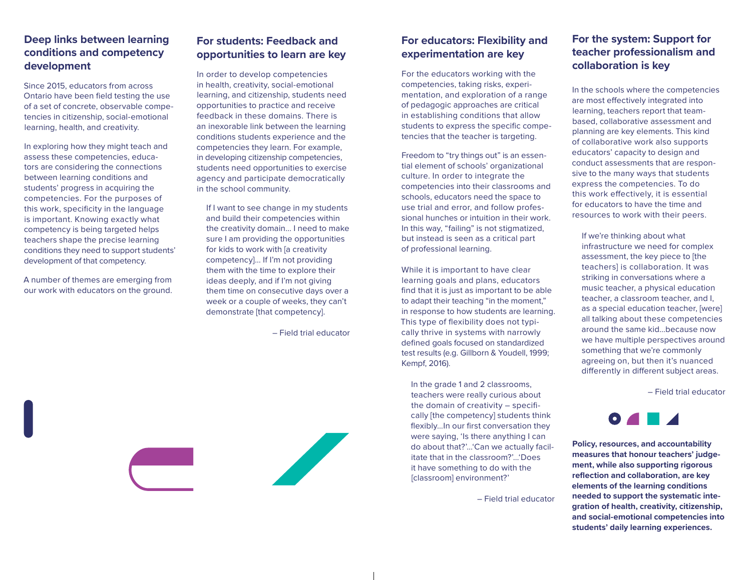## Deep links between learning conditions and competency development

Since 2015, educators from across Ontario have been field testing the use of a set of concrete, observable competencies in citizenship, social-emotional learning, health, and creativity.

In exploring how they might teach and assess these competencies, educators are considering the connections between learning conditions and students' progress in acquiring the competencies. For the purposes of this work, specificity in the language is important. Knowing exactly what competency is being targeted helps teachers shape the precise learning conditions they need to support students' development of that competency.

A number of themes are emerging from our work with educators on the ground.

## For students: Feedback and opportunities to learn are key

In order to develop competencies in health, creativity, social-emotional learning, and citizenship, students need opportunities to practice and receive feedback in these domains. There is an inexorable link between the learning conditions students experience and the competencies they learn. For example, in developing citizenship competencies, students need opportunities to exercise agency and participate democratically in the school community.

> If I want to see change in my students and build their competencies within the creativity domain... I need to make sure I am providing the opportunities for kids to work with [a creativity competency]... If I'm not providing them with the time to explore their ideas deeply, and if I'm not giving them time on consecutive days over a week or a couple of weeks, they can't demonstrate [that competency].
>
> – Field trial educator

## For educators: Flexibility and experimentation are key

For the educators working with the competencies, taking risks, experimentation, and exploration of a range of pedagogic approaches are critical in establishing conditions that allow students to express the specific competencies that the teacher is targeting.

Freedom to "try things out" is an essential element of schools' organizational culture. In order to integrate the competencies into their classrooms and schools, educators need the space to use trial and error, and follow professional hunches or intuition in their work. In this way, "failing" is not stigmatized, but instead is seen as a critical part of professional learning.

While it is important to have clear learning goals and plans, educators find that it is just as important to be able to adapt their teaching "in the moment," in response to how students are learning. This type of flexibility does not typically thrive in systems with narrowly defined goals focused on standardized test results (e.g. Gillborn & Youdell, 1999; Kempf, 2016).

> In the grade 1 and 2 classrooms, teachers were really curious about the domain of creativity – specifically [the competency] students think flexibly...In our first conversation they were saying, 'Is there anything I can do about that?'...'Can we actually facilitate that in the classroom?'...'Does it have something to do with the [classroom] environment?'
>
> – Field trial educator

## For the system: Support for teacher professionalism and collaboration is key

In the schools where the competencies are most effectively integrated into learning, teachers report that team-based, collaborative assessment and planning are key elements. This kind of collaborative work also supports educators' capacity to design and conduct assessments that are responsive to the many ways that students express the competencies. To do this work effectively, it is essential for educators to have the time and resources to work with their peers.

> If we're thinking about what infrastructure we need for complex assessment, the key piece to [the teachers] is collaboration. It was striking in conversations where a music teacher, a physical education teacher, a classroom teacher, and I, as a special education teacher, [were] all talking about these competencies around the same kid...because now we have multiple perspectives around something that we're commonly agreeing on, but then it's nuanced differently in different subject areas.
>
> – Field trial educator

**Policy, resources, and accountability measures that honour teachers' judgement, while also supporting rigorous reflection and collaboration, are key elements of the learning conditions needed to support the systematic integration of health, creativity, citizenship, and social-emotional competencies into students' daily learning experiences.**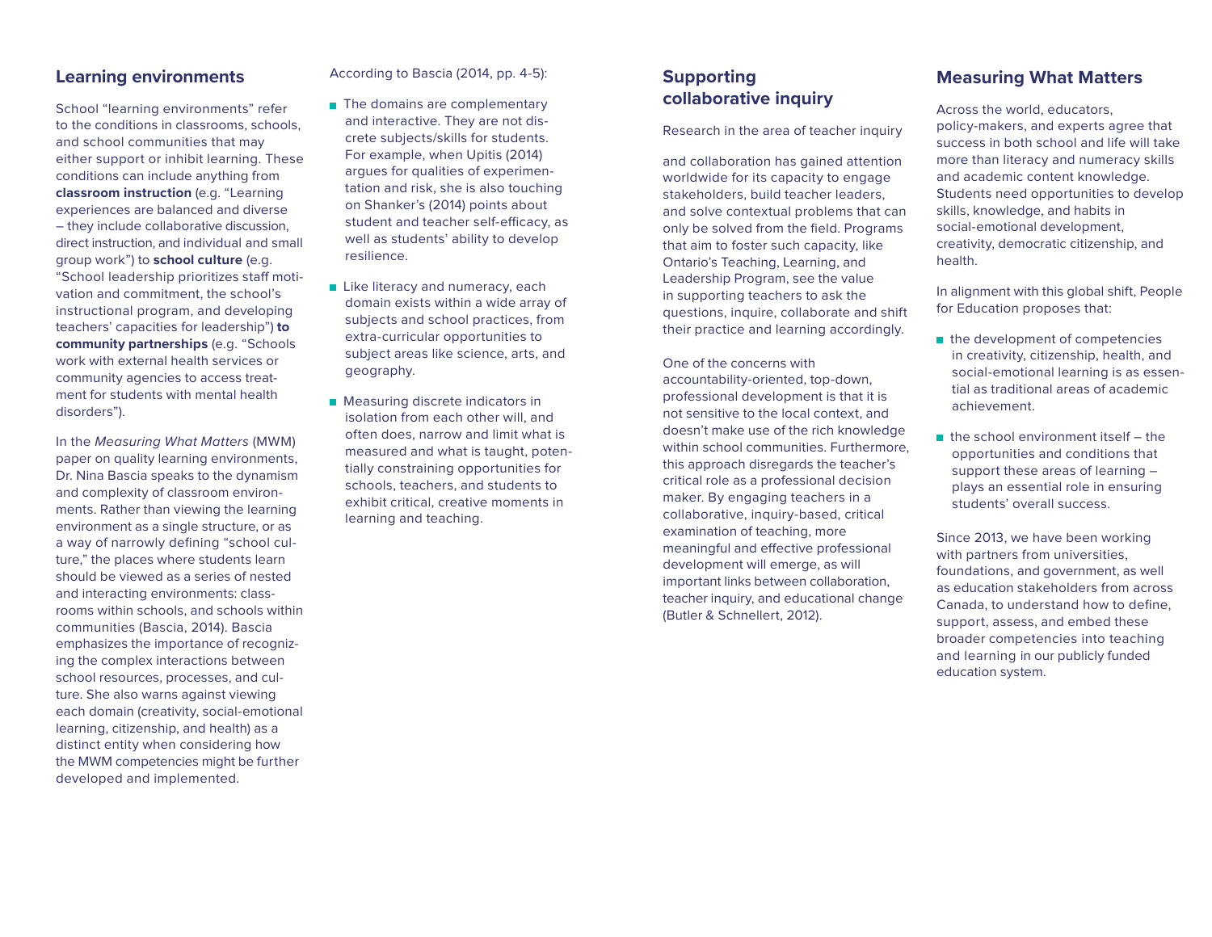## Learning environments

School "learning environments" refer to the conditions in classrooms, schools, and school communities that may either support or inhibit learning. These conditions can include anything from **classroom instruction** (e.g. "Learning experiences are balanced and diverse – they include collaborative discussion, direct instruction, and individual and small group work") to **school culture** (e.g. "School leadership prioritizes staff motivation and commitment, the school's instructional program, and developing teachers' capacities for leadership") **to community partnerships** (e.g. "Schools work with external health services or community agencies to access treatment for students with mental health disorders").

In the *Measuring What Matters* (MWM) paper on quality learning environments, Dr. Nina Bascia speaks to the dynamism and complexity of classroom environments. Rather than viewing the learning environment as a single structure, or as a way of narrowly defining "school culture," the places where students learn should be viewed as a series of nested and interacting environments: classrooms within schools, and schools within communities (Bascia, 2014). Bascia emphasizes the importance of recognizing the complex interactions between school resources, processes, and culture. She also warns against viewing each domain (creativity, social-emotional learning, citizenship, and health) as a distinct entity when considering how the MWM competencies might be further developed and implemented.

According to Bascia (2014, pp. 4-5):

- The domains are complementary and interactive. They are not discrete subjects/skills for students. For example, when Upitis (2014) argues for qualities of experimentation and risk, she is also touching on Shanker's (2014) points about student and teacher self-efficacy, as well as students' ability to develop resilience.
- Like literacy and numeracy, each domain exists within a wide array of subjects and school practices, from extra-curricular opportunities to subject areas like science, arts, and geography.
- Measuring discrete indicators in isolation from each other will, and often does, narrow and limit what is measured and what is taught, potentially constraining opportunities for schools, teachers, and students to exhibit critical, creative moments in learning and teaching.

## Supporting collaborative inquiry

Research in the area of teacher inquiry and collaboration has gained attention worldwide for its capacity to engage stakeholders, build teacher leaders, and solve contextual problems that can only be solved from the field. Programs that aim to foster such capacity, like Ontario's Teaching, Learning, and Leadership Program, see the value in supporting teachers to ask the questions, inquire, collaborate and shift their practice and learning accordingly.

One of the concerns with accountability-oriented, top-down, professional development is that it is not sensitive to the local context, and doesn't make use of the rich knowledge within school communities. Furthermore, this approach disregards the teacher's critical role as a professional decision maker. By engaging teachers in a collaborative, inquiry-based, critical examination of teaching, more meaningful and effective professional development will emerge, as will important links between collaboration, teacher inquiry, and educational change (Butler & Schnellert, 2012).

## Measuring What Matters

Across the world, educators, policy-makers, and experts agree that success in both school and life will take more than literacy and numeracy skills and academic content knowledge. Students need opportunities to develop skills, knowledge, and habits in social-emotional development, creativity, democratic citizenship, and health.

In alignment with this global shift, People for Education proposes that:

- the development of competencies in creativity, citizenship, health, and social-emotional learning is as essential as traditional areas of academic achievement.
- the school environment itself – the opportunities and conditions that support these areas of learning – plays an essential role in ensuring students' overall success.

Since 2013, we have been working with partners from universities, foundations, and government, as well as education stakeholders from across Canada, to understand how to define, support, assess, and embed these broader competencies into teaching and learning in our publicly funded education system.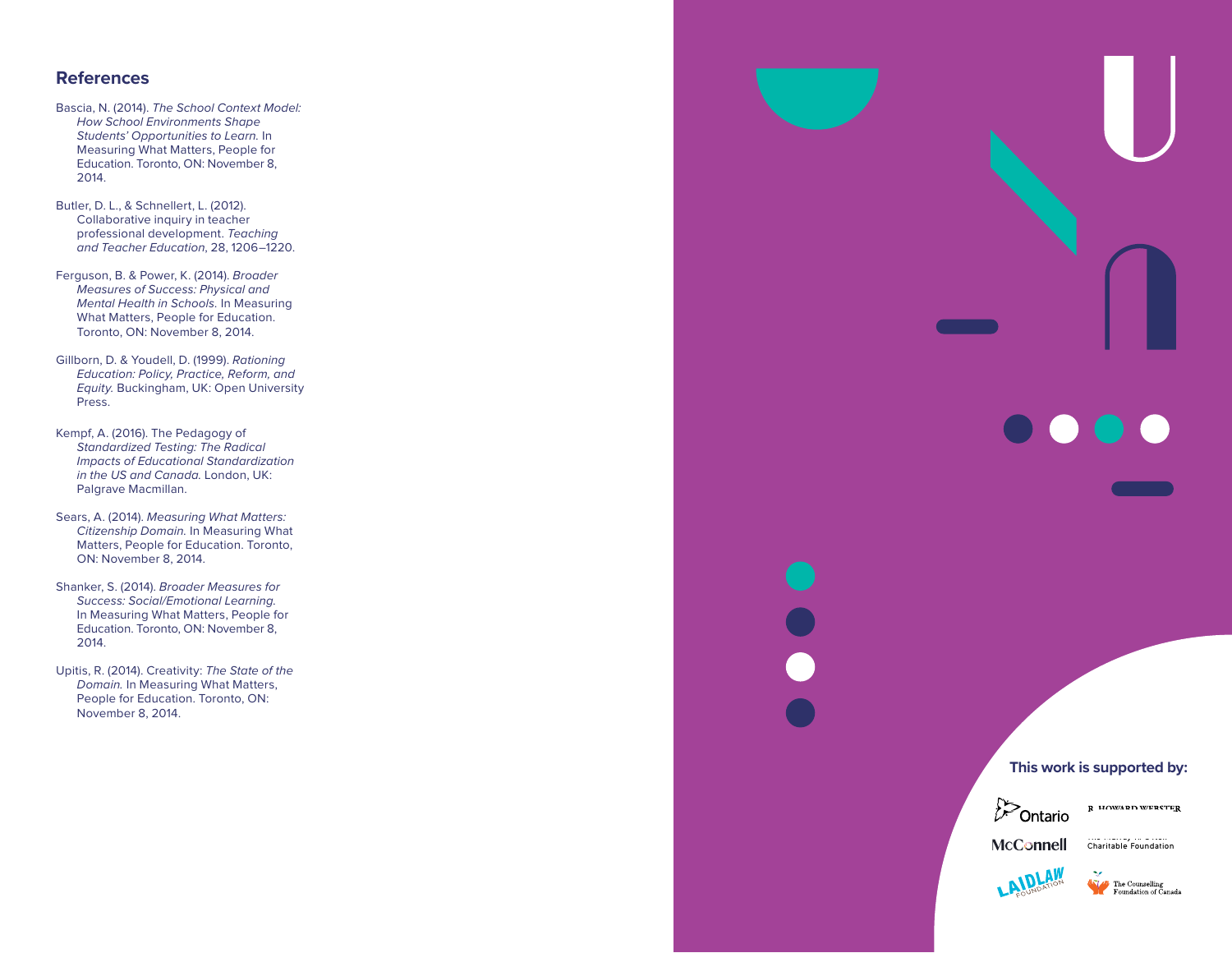## References

Bascia, N. (2014). *The School Context Model: How School Environments Shape Students' Opportunities to Learn.* In Measuring What Matters, People for Education. Toronto, ON: November 8, 2014.

Butler, D. L., & Schnellert, L. (2012). Collaborative inquiry in teacher professional development. *Teaching and Teacher Education*, 28, 1206–1220.

Ferguson, B. & Power, K. (2014). *Broader Measures of Success: Physical and Mental Health in Schools.* In Measuring What Matters, People for Education. Toronto, ON: November 8, 2014.

Gillborn, D. & Youdell, D. (1999). *Rationing Education: Policy, Practice, Reform, and Equity.* Buckingham, UK: Open University Press.

Kempf, A. (2016). The Pedagogy of *Standardized Testing: The Radical Impacts of Educational Standardization in the US and Canada.* London, UK: Palgrave Macmillan.

Sears, A. (2014). *Measuring What Matters: Citizenship Domain.* In Measuring What Matters, People for Education. Toronto, ON: November 8, 2014.

Shanker, S. (2014). *Broader Measures for Success: Social/Emotional Learning.* In Measuring What Matters, People for Education. Toronto, ON: November 8, 2014.

Upitis, R. (2014). Creativity: *The State of the Domain.* In Measuring What Matters, People for Education. Toronto, ON: November 8, 2014.

**This work is supported by:**

Ontario

R. Howard Webster Charitable Foundation

McConnell

Laidlaw Foundation

The Counselling Foundation of Canada